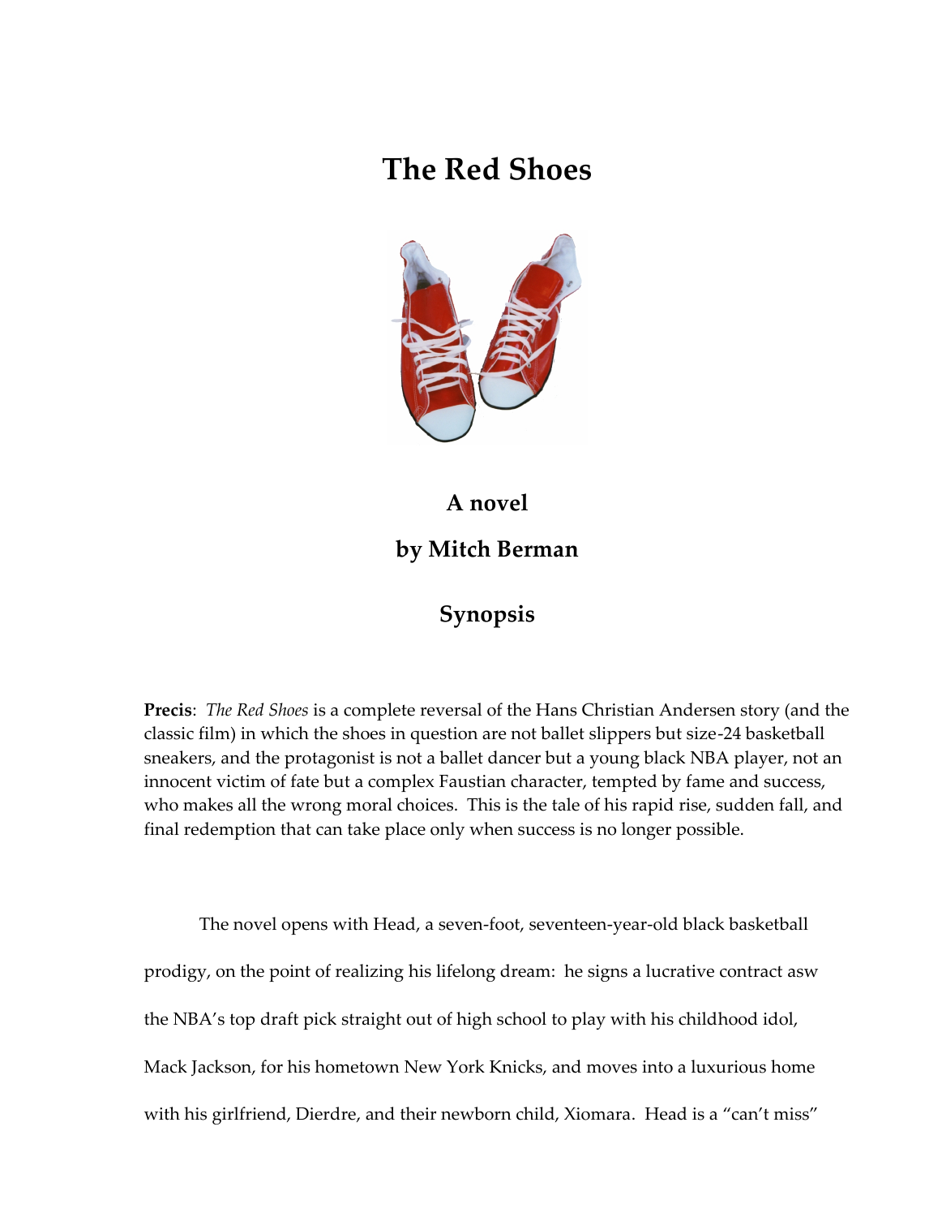# The Red Shoes

**A novel**

**by Mitch Berman**

**Synopsis**

**Precis**: *The Red Shoes* is a complete reversal of the Hans Christian Andersen story (and the classic film) in which the shoes in question are not ballet slippers but size-24 basketball sneakers, and the protagonist is not a ballet dancer but a young black NBA player, not an innocent victim of fate but a complex Faustian character, tempted by fame and success, who makes all the wrong moral choices. This is the tale of his rapid rise, sudden fall, and final redemption that can take place only when success is no longer possible.

The novel opens with Head, a seven-foot, seventeen-year-old black basketball prodigy, on the point of realizing his lifelong dream: he signs a lucrative contract asw the NBA's top draft pick straight out of high school to play with his childhood idol, Mack Jackson, for his hometown New York Knicks, and moves into a luxurious home with his girlfriend, Dierdre, and their newborn child, Xiomara. Head is a "can't miss"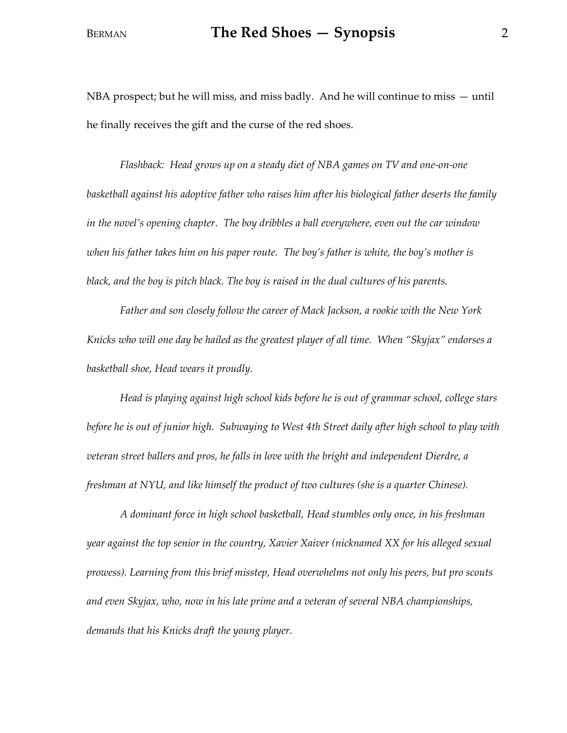NBA prospect; but he will miss, and miss badly. And he will continue to miss — until he finally receives the gift and the curse of the red shoes.

*Flashback: Head grows up on a steady diet of NBA games on TV and one-on-one basketball against his adoptive father who raises him after his biological father deserts the family in the novel's opening chapter. The boy dribbles a ball everywhere, even out the car window when his father takes him on his paper route. The boy's father is white, the boy's mother is black, and the boy is pitch black. The boy is raised in the dual cultures of his parents.*

*Father and son closely follow the career of Mack Jackson, a rookie with the New York Knicks who will one day be hailed as the greatest player of all time. When "Skyjax" endorses a basketball shoe, Head wears it proudly.*

*Head is playing against high school kids before he is out of grammar school, college stars before he is out of junior high. Subwaying to West 4th Street daily after high school to play with veteran street ballers and pros, he falls in love with the bright and independent Dierdre, a freshman at NYU, and like himself the product of two cultures (she is a quarter Chinese).*

*A dominant force in high school basketball, Head stumbles only once, in his freshman year against the top senior in the country, Xavier Xaiver (nicknamed XX for his alleged sexual prowess). Learning from this brief misstep, Head overwhelms not only his peers, but pro scouts and even Skyjax, who, now in his late prime and a veteran of several NBA championships, demands that his Knicks draft the young player.*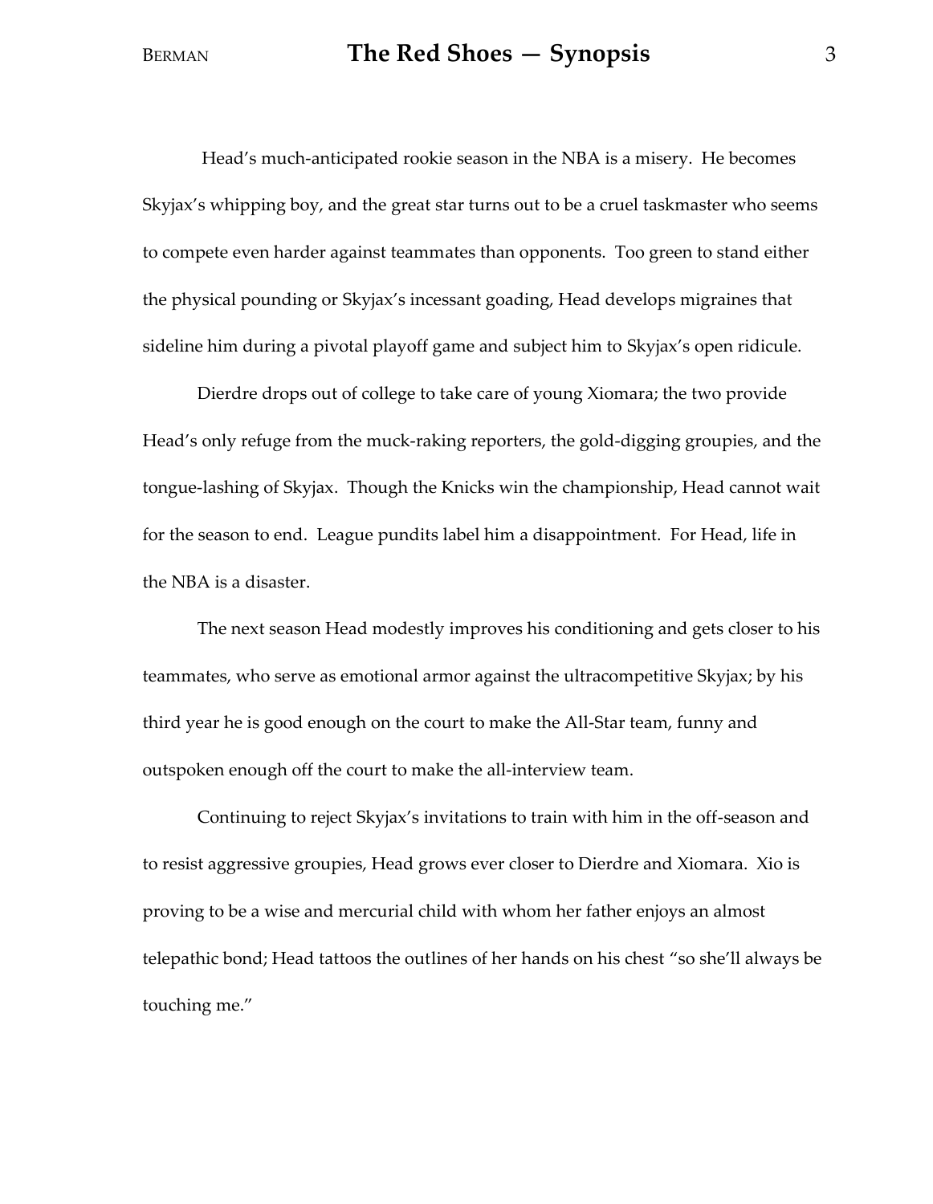Head's much-anticipated rookie season in the NBA is a misery. He becomes Skyjax's whipping boy, and the great star turns out to be a cruel taskmaster who seems to compete even harder against teammates than opponents. Too green to stand either the physical pounding or Skyjax's incessant goading, Head develops migraines that sideline him during a pivotal playoff game and subject him to Skyjax's open ridicule.

Dierdre drops out of college to take care of young Xiomara; the two provide Head's only refuge from the muck-raking reporters, the gold-digging groupies, and the tongue-lashing of Skyjax. Though the Knicks win the championship, Head cannot wait for the season to end. League pundits label him a disappointment. For Head, life in the NBA is a disaster.

The next season Head modestly improves his conditioning and gets closer to his teammates, who serve as emotional armor against the ultracompetitive Skyjax; by his third year he is good enough on the court to make the All-Star team, funny and outspoken enough off the court to make the all-interview team.

Continuing to reject Skyjax's invitations to train with him in the off-season and to resist aggressive groupies, Head grows ever closer to Dierdre and Xiomara. Xio is proving to be a wise and mercurial child with whom her father enjoys an almost telepathic bond; Head tattoos the outlines of her hands on his chest "so she'll always be touching me."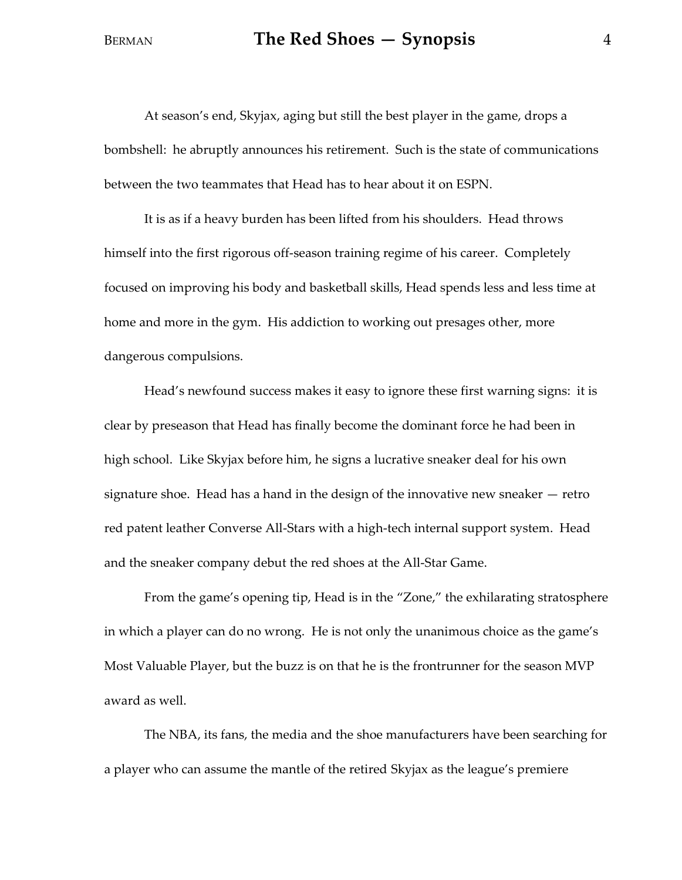At season's end, Skyjax, aging but still the best player in the game, drops a bombshell: he abruptly announces his retirement. Such is the state of communications between the two teammates that Head has to hear about it on ESPN.

It is as if a heavy burden has been lifted from his shoulders. Head throws himself into the first rigorous off-season training regime of his career. Completely focused on improving his body and basketball skills, Head spends less and less time at home and more in the gym. His addiction to working out presages other, more dangerous compulsions.

Head's newfound success makes it easy to ignore these first warning signs: it is clear by preseason that Head has finally become the dominant force he had been in high school. Like Skyjax before him, he signs a lucrative sneaker deal for his own signature shoe. Head has a hand in the design of the innovative new sneaker — retro red patent leather Converse All-Stars with a high-tech internal support system. Head and the sneaker company debut the red shoes at the All-Star Game.

From the game's opening tip, Head is in the "Zone," the exhilarating stratosphere in which a player can do no wrong. He is not only the unanimous choice as the game's Most Valuable Player, but the buzz is on that he is the frontrunner for the season MVP award as well.

The NBA, its fans, the media and the shoe manufacturers have been searching for a player who can assume the mantle of the retired Skyjax as the league's premiere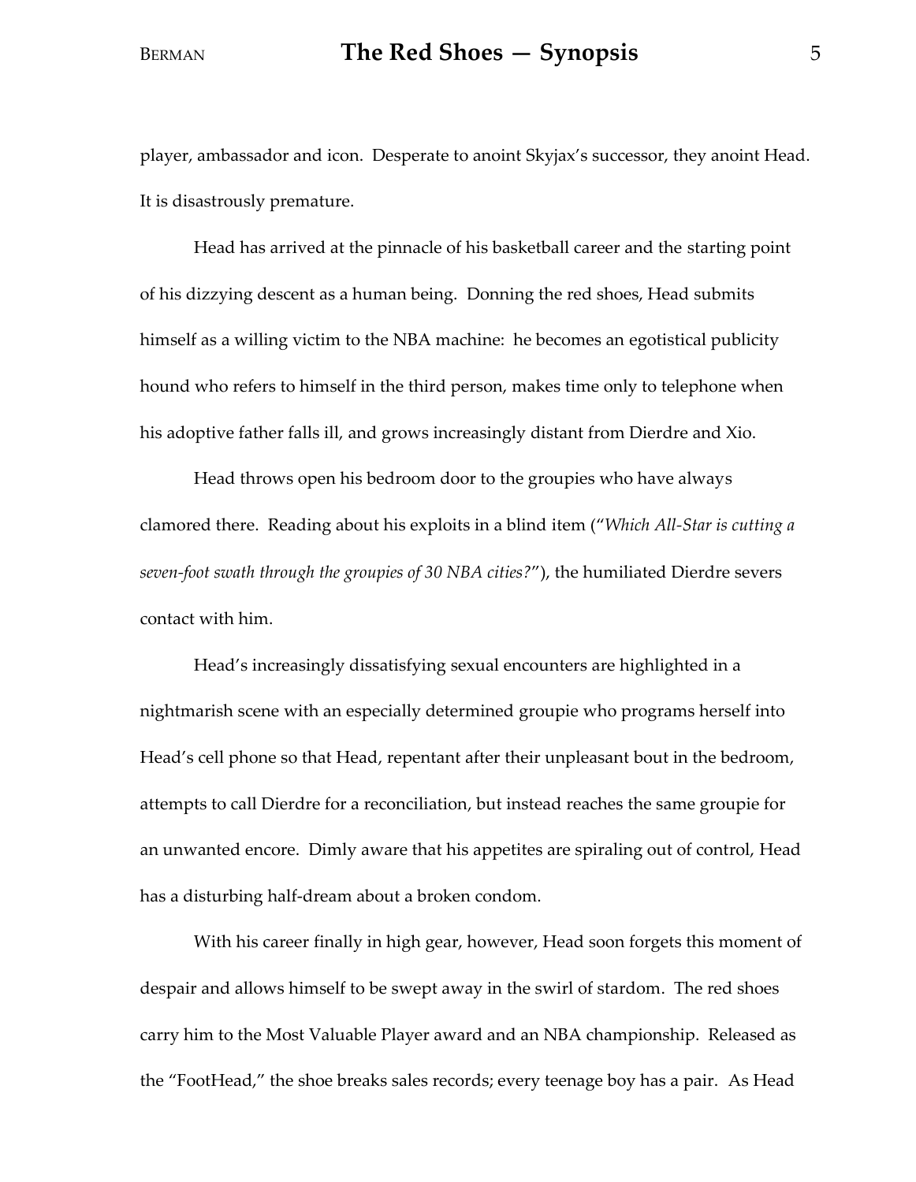player, ambassador and icon. Desperate to anoint Skyjax's successor, they anoint Head. It is disastrously premature.

Head has arrived at the pinnacle of his basketball career and the starting point of his dizzying descent as a human being. Donning the red shoes, Head submits himself as a willing victim to the NBA machine: he becomes an egotistical publicity hound who refers to himself in the third person, makes time only to telephone when his adoptive father falls ill, and grows increasingly distant from Dierdre and Xio.

Head throws open his bedroom door to the groupies who have always clamored there. Reading about his exploits in a blind item ("*Which All-Star is cutting a seven-foot swath through the groupies of 30 NBA cities?*"), the humiliated Dierdre severs contact with him.

Head's increasingly dissatisfying sexual encounters are highlighted in a nightmarish scene with an especially determined groupie who programs herself into Head's cell phone so that Head, repentant after their unpleasant bout in the bedroom, attempts to call Dierdre for a reconciliation, but instead reaches the same groupie for an unwanted encore. Dimly aware that his appetites are spiraling out of control, Head has a disturbing half-dream about a broken condom.

With his career finally in high gear, however, Head soon forgets this moment of despair and allows himself to be swept away in the swirl of stardom. The red shoes carry him to the Most Valuable Player award and an NBA championship. Released as the "FootHead," the shoe breaks sales records; every teenage boy has a pair. As Head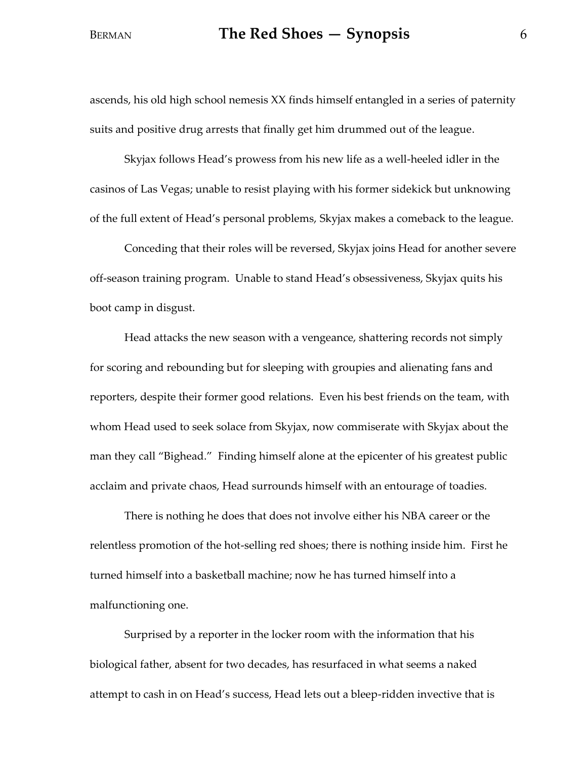ascends, his old high school nemesis XX finds himself entangled in a series of paternity suits and positive drug arrests that finally get him drummed out of the league.

Skyjax follows Head's prowess from his new life as a well-heeled idler in the casinos of Las Vegas; unable to resist playing with his former sidekick but unknowing of the full extent of Head's personal problems, Skyjax makes a comeback to the league.

Conceding that their roles will be reversed, Skyjax joins Head for another severe off-season training program. Unable to stand Head's obsessiveness, Skyjax quits his boot camp in disgust.

Head attacks the new season with a vengeance, shattering records not simply for scoring and rebounding but for sleeping with groupies and alienating fans and reporters, despite their former good relations. Even his best friends on the team, with whom Head used to seek solace from Skyjax, now commiserate with Skyjax about the man they call "Bighead." Finding himself alone at the epicenter of his greatest public acclaim and private chaos, Head surrounds himself with an entourage of toadies.

There is nothing he does that does not involve either his NBA career or the relentless promotion of the hot-selling red shoes; there is nothing inside him. First he turned himself into a basketball machine; now he has turned himself into a malfunctioning one.

Surprised by a reporter in the locker room with the information that his biological father, absent for two decades, has resurfaced in what seems a naked attempt to cash in on Head's success, Head lets out a bleep-ridden invective that is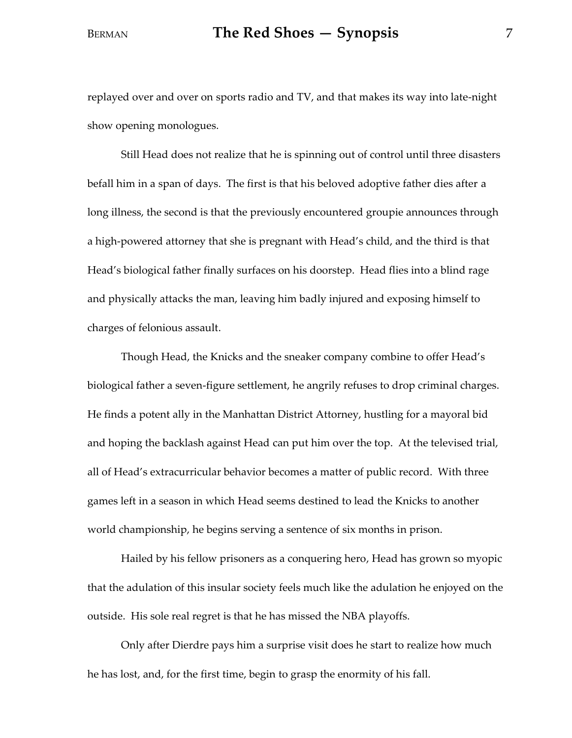replayed over and over on sports radio and TV, and that makes its way into late-night show opening monologues.

Still Head does not realize that he is spinning out of control until three disasters befall him in a span of days. The first is that his beloved adoptive father dies after a long illness, the second is that the previously encountered groupie announces through a high-powered attorney that she is pregnant with Head's child, and the third is that Head's biological father finally surfaces on his doorstep. Head flies into a blind rage and physically attacks the man, leaving him badly injured and exposing himself to charges of felonious assault.

Though Head, the Knicks and the sneaker company combine to offer Head's biological father a seven-figure settlement, he angrily refuses to drop criminal charges. He finds a potent ally in the Manhattan District Attorney, hustling for a mayoral bid and hoping the backlash against Head can put him over the top. At the televised trial, all of Head's extracurricular behavior becomes a matter of public record. With three games left in a season in which Head seems destined to lead the Knicks to another world championship, he begins serving a sentence of six months in prison.

Hailed by his fellow prisoners as a conquering hero, Head has grown so myopic that the adulation of this insular society feels much like the adulation he enjoyed on the outside. His sole real regret is that he has missed the NBA playoffs.

Only after Dierdre pays him a surprise visit does he start to realize how much he has lost, and, for the first time, begin to grasp the enormity of his fall.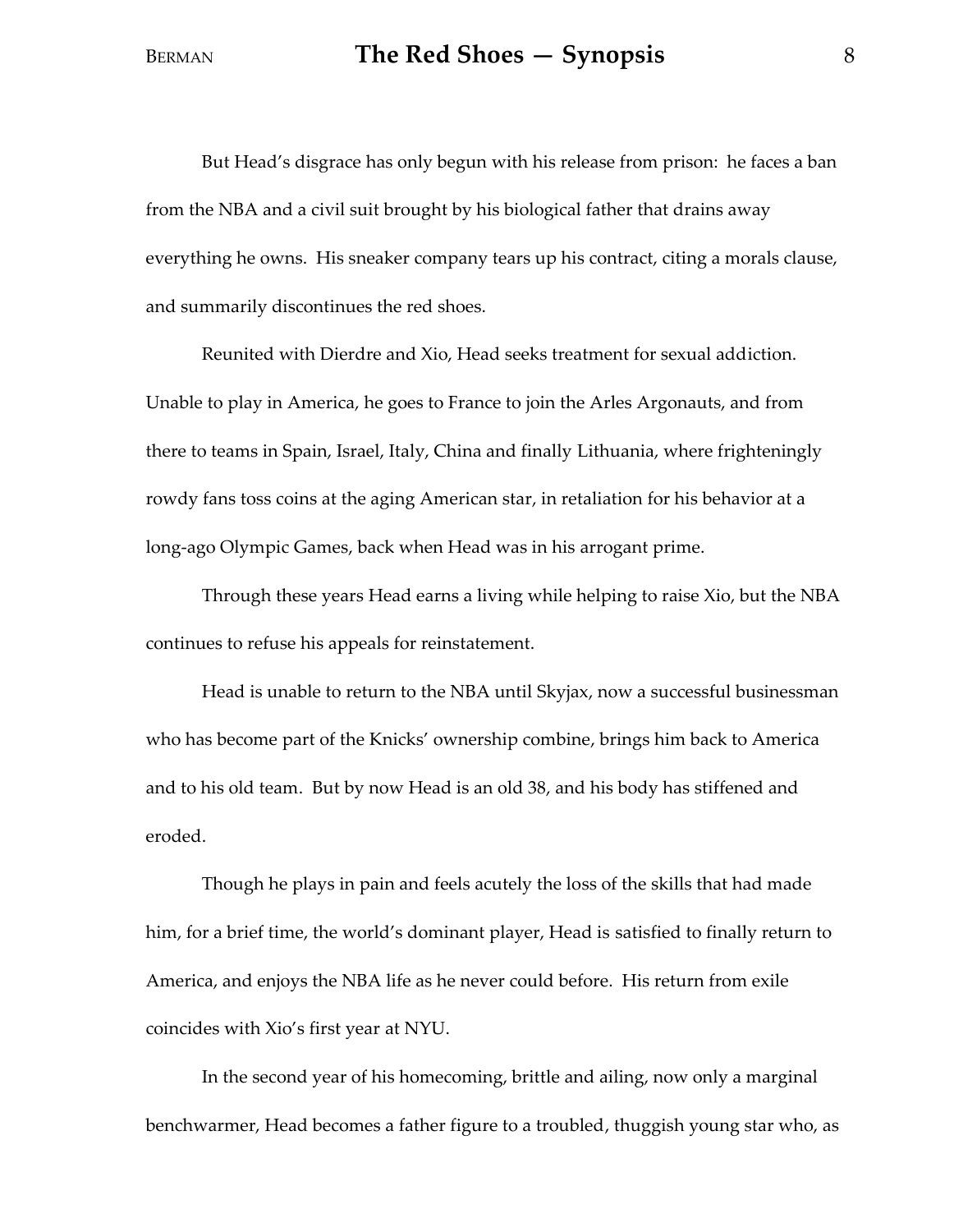But Head's disgrace has only begun with his release from prison: he faces a ban from the NBA and a civil suit brought by his biological father that drains away everything he owns. His sneaker company tears up his contract, citing a morals clause, and summarily discontinues the red shoes.

Reunited with Dierdre and Xio, Head seeks treatment for sexual addiction. Unable to play in America, he goes to France to join the Arles Argonauts, and from there to teams in Spain, Israel, Italy, China and finally Lithuania, where frighteningly rowdy fans toss coins at the aging American star, in retaliation for his behavior at a long-ago Olympic Games, back when Head was in his arrogant prime.

Through these years Head earns a living while helping to raise Xio, but the NBA continues to refuse his appeals for reinstatement.

Head is unable to return to the NBA until Skyjax, now a successful businessman who has become part of the Knicks' ownership combine, brings him back to America and to his old team. But by now Head is an old 38, and his body has stiffened and eroded.

Though he plays in pain and feels acutely the loss of the skills that had made him, for a brief time, the world's dominant player, Head is satisfied to finally return to America, and enjoys the NBA life as he never could before. His return from exile coincides with Xio's first year at NYU.

In the second year of his homecoming, brittle and ailing, now only a marginal benchwarmer, Head becomes a father figure to a troubled, thuggish young star who, as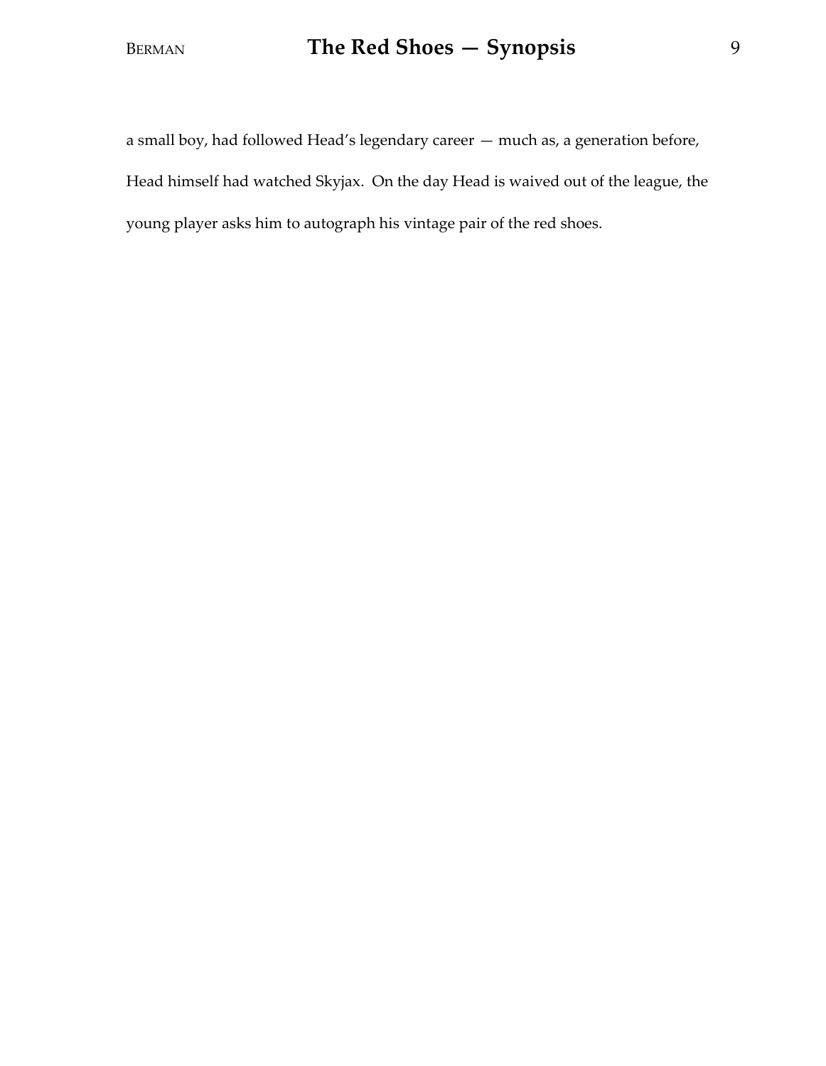a small boy, had followed Head's legendary career — much as, a generation before, Head himself had watched Skyjax. On the day Head is waived out of the league, the young player asks him to autograph his vintage pair of the red shoes.